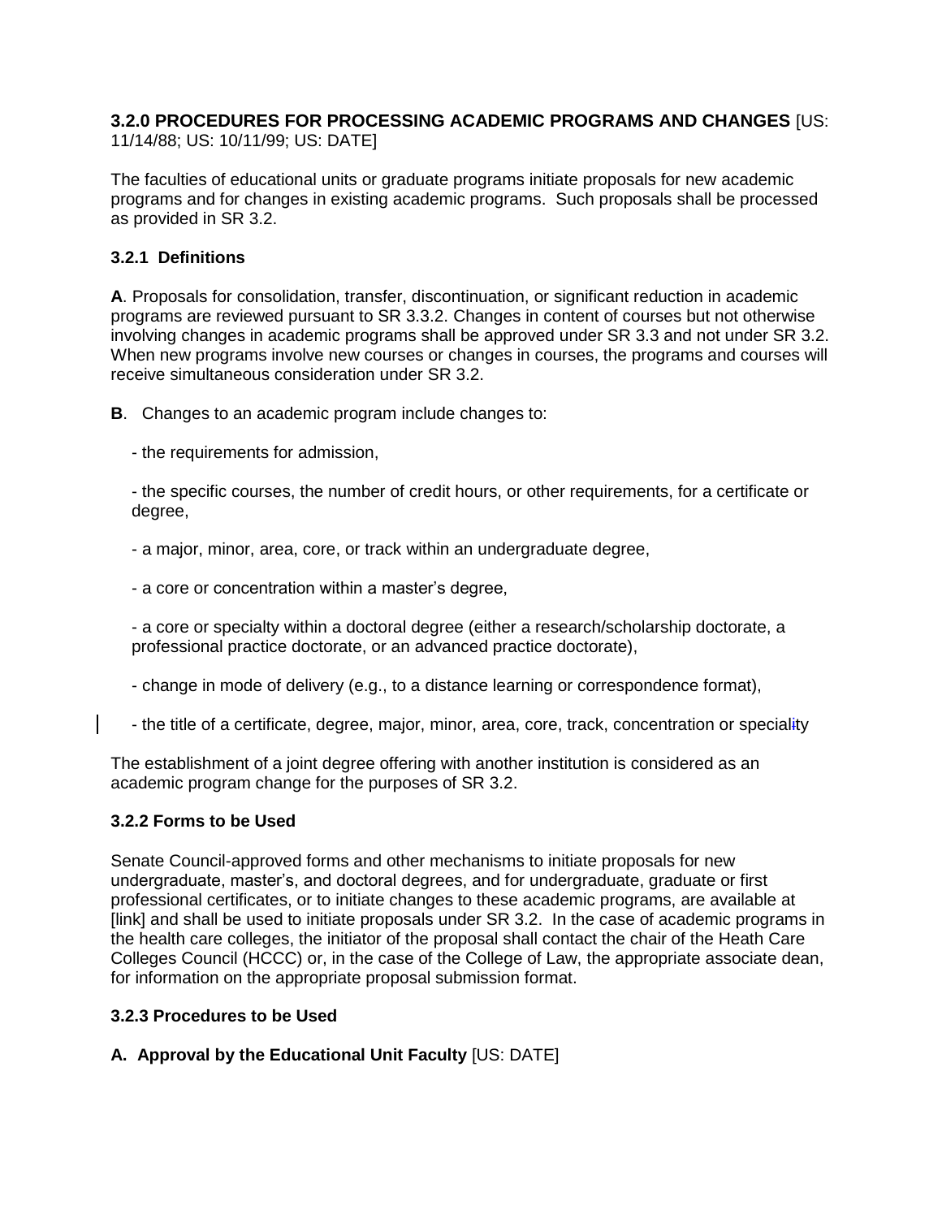**3.2.0 PROCEDURES FOR PROCESSING ACADEMIC PROGRAMS AND CHANGES** [US: 11/14/88; US: 10/11/99; US: DATE]

The faculties of educational units or graduate programs initiate proposals for new academic programs and for changes in existing academic programs. Such proposals shall be processed as provided in SR 3.2.

### 3.2.1 Definitions

**A**. Proposals for consolidation, transfer, discontinuation, or significant reduction in academic programs are reviewed pursuant to SR 3.3.2. Changes in content of courses but not otherwise involving changes in academic programs shall be approved under SR 3.3 and not under SR 3.2. When new programs involve new courses or changes in courses, the programs and courses will receive simultaneous consideration under SR 3.2.

**B**. Changes to an academic program include changes to:

- the requirements for admission,
- the specific courses, the number of credit hours, or other requirements, for a certificate or degree,
- a major, minor, area, core, or track within an undergraduate degree,
- a core or concentration within a master's degree,
- a core or specialty within a doctoral degree (either a research/scholarship doctorate, a professional practice doctorate, or an advanced practice doctorate),
- change in mode of delivery (e.g., to a distance learning or correspondence format),
- the title of a certificate, degree, major, minor, area, core, track, concentration or speciality

The establishment of a joint degree offering with another institution is considered as an academic program change for the purposes of SR 3.2.

### 3.2.2 Forms to be Used

Senate Council-approved forms and other mechanisms to initiate proposals for new undergraduate, master's, and doctoral degrees, and for undergraduate, graduate or first professional certificates, or to initiate changes to these academic programs, are available at [link] and shall be used to initiate proposals under SR 3.2. In the case of academic programs in the health care colleges, the initiator of the proposal shall contact the chair of the Heath Care Colleges Council (HCCC) or, in the case of the College of Law, the appropriate associate dean, for information on the appropriate proposal submission format.

### 3.2.3 Procedures to be Used

**A. Approval by the Educational Unit Faculty** [US: DATE]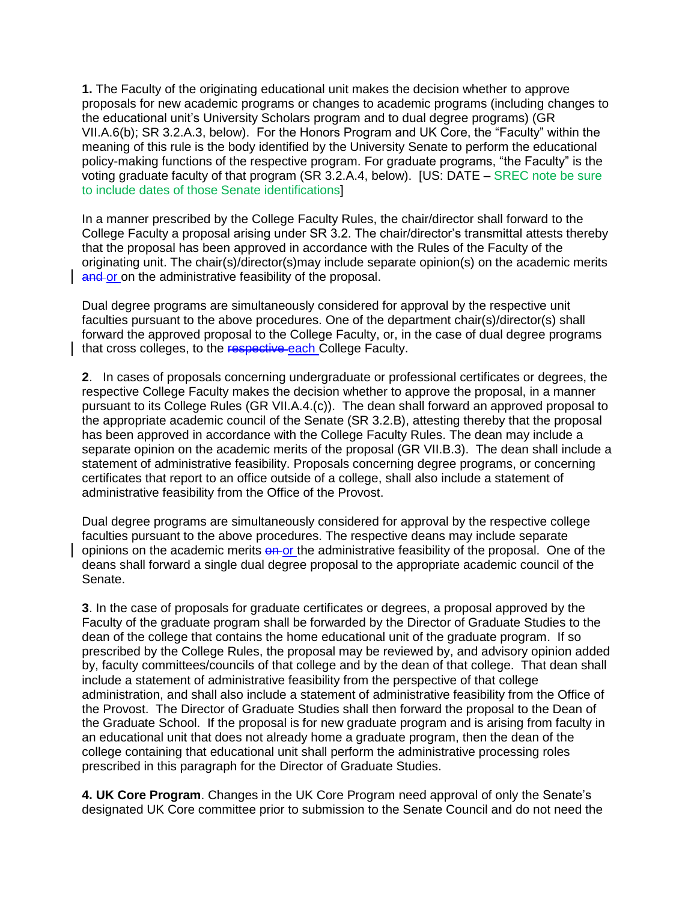**1.** The Faculty of the originating educational unit makes the decision whether to approve proposals for new academic programs or changes to academic programs (including changes to the educational unit's University Scholars program and to dual degree programs) (GR VII.A.6(b); SR 3.2.A.3, below). For the Honors Program and UK Core, the "Faculty" within the meaning of this rule is the body identified by the University Senate to perform the educational policy-making functions of the respective program. For graduate programs, "the Faculty" is the voting graduate faculty of that program (SR 3.2.A.4, below). [US: DATE – SREC note be sure to include dates of those Senate identifications]

In a manner prescribed by the College Faculty Rules, the chair/director shall forward to the College Faculty a proposal arising under SR 3.2. The chair/director's transmittal attests thereby that the proposal has been approved in accordance with the Rules of the Faculty of the originating unit. The chair(s)/director(s)may include separate opinion(s) on the academic merits ~~and~~ or on the administrative feasibility of the proposal.

Dual degree programs are simultaneously considered for approval by the respective unit faculties pursuant to the above procedures. One of the department chair(s)/director(s) shall forward the approved proposal to the College Faculty, or, in the case of dual degree programs that cross colleges, to the ~~respective~~ each College Faculty.

**2**. In cases of proposals concerning undergraduate or professional certificates or degrees, the respective College Faculty makes the decision whether to approve the proposal, in a manner pursuant to its College Rules (GR VII.A.4.(c)). The dean shall forward an approved proposal to the appropriate academic council of the Senate (SR 3.2.B), attesting thereby that the proposal has been approved in accordance with the College Faculty Rules. The dean may include a separate opinion on the academic merits of the proposal (GR VII.B.3). The dean shall include a statement of administrative feasibility. Proposals concerning degree programs, or concerning certificates that report to an office outside of a college, shall also include a statement of administrative feasibility from the Office of the Provost.

Dual degree programs are simultaneously considered for approval by the respective college faculties pursuant to the above procedures. The respective deans may include separate opinions on the academic merits ~~on~~ or the administrative feasibility of the proposal. One of the deans shall forward a single dual degree proposal to the appropriate academic council of the Senate.

**3**. In the case of proposals for graduate certificates or degrees, a proposal approved by the Faculty of the graduate program shall be forwarded by the Director of Graduate Studies to the dean of the college that contains the home educational unit of the graduate program. If so prescribed by the College Rules, the proposal may be reviewed by, and advisory opinion added by, faculty committees/councils of that college and by the dean of that college. That dean shall include a statement of administrative feasibility from the perspective of that college administration, and shall also include a statement of administrative feasibility from the Office of the Provost. The Director of Graduate Studies shall then forward the proposal to the Dean of the Graduate School. If the proposal is for new graduate program and is arising from faculty in an educational unit that does not already home a graduate program, then the dean of the college containing that educational unit shall perform the administrative processing roles prescribed in this paragraph for the Director of Graduate Studies.

**4. UK Core Program**. Changes in the UK Core Program need approval of only the Senate's designated UK Core committee prior to submission to the Senate Council and do not need the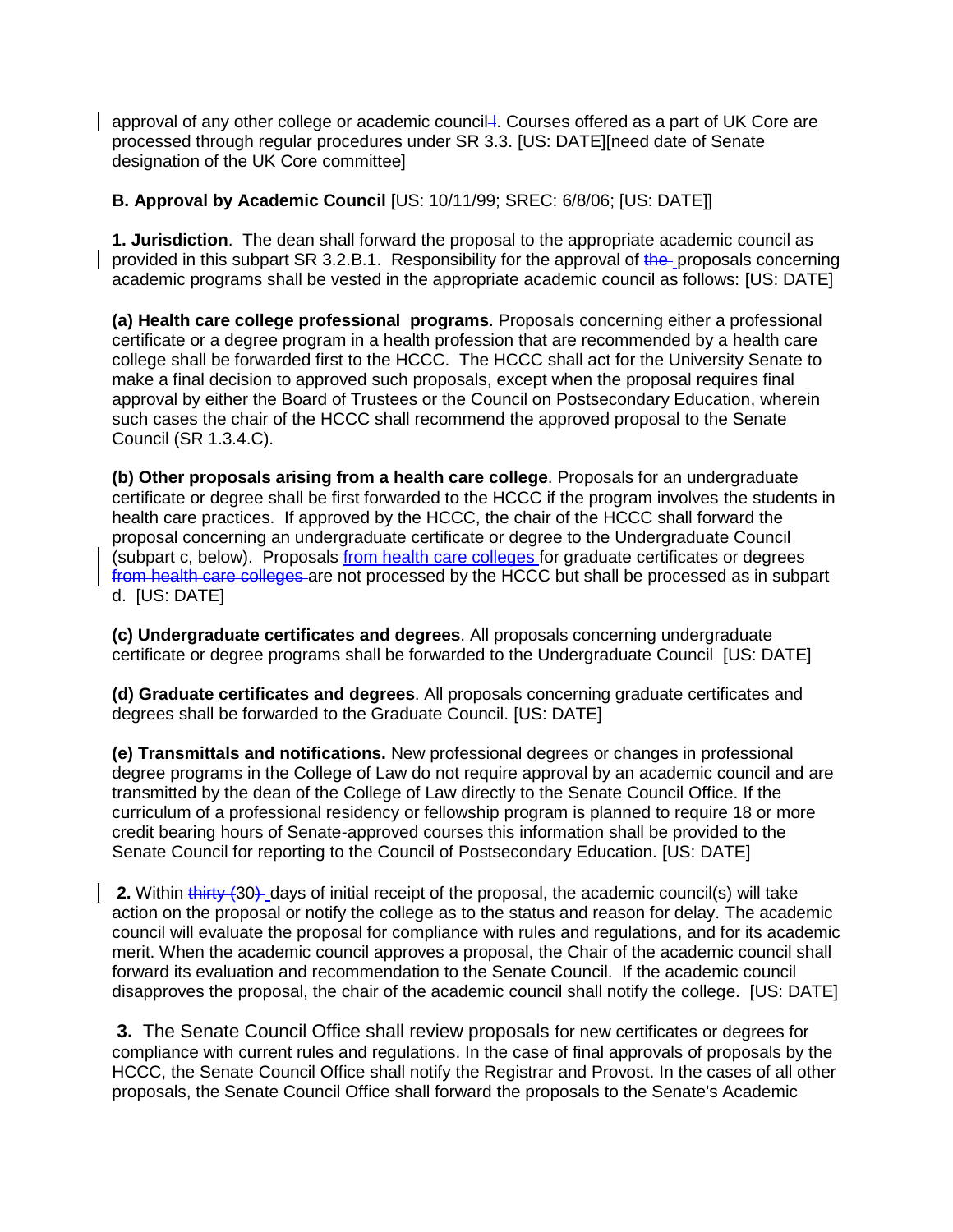approval of any other college or academic councill. Courses offered as a part of UK Core are processed through regular procedures under SR 3.3. [US: DATE][need date of Senate designation of the UK Core committee]

**B. Approval by Academic Council** [US: 10/11/99; SREC: 6/8/06; [US: DATE]]

**1. Jurisdiction**. The dean shall forward the proposal to the appropriate academic council as provided in this subpart SR 3.2.B.1. Responsibility for the approval of the proposals concerning academic programs shall be vested in the appropriate academic council as follows: [US: DATE]

**(a) Health care college professional programs**. Proposals concerning either a professional certificate or a degree program in a health profession that are recommended by a health care college shall be forwarded first to the HCCC. The HCCC shall act for the University Senate to make a final decision to approved such proposals, except when the proposal requires final approval by either the Board of Trustees or the Council on Postsecondary Education, wherein such cases the chair of the HCCC shall recommend the approved proposal to the Senate Council (SR 1.3.4.C).

**(b) Other proposals arising from a health care college**. Proposals for an undergraduate certificate or degree shall be first forwarded to the HCCC if the program involves the students in health care practices. If approved by the HCCC, the chair of the HCCC shall forward the proposal concerning an undergraduate certificate or degree to the Undergraduate Council (subpart c, below). Proposals from health care colleges for graduate certificates or degrees from health care colleges are not processed by the HCCC but shall be processed as in subpart d. [US: DATE]

**(c) Undergraduate certificates and degrees**. All proposals concerning undergraduate certificate or degree programs shall be forwarded to the Undergraduate Council [US: DATE]

**(d) Graduate certificates and degrees**. All proposals concerning graduate certificates and degrees shall be forwarded to the Graduate Council. [US: DATE]

**(e) Transmittals and notifications.** New professional degrees or changes in professional degree programs in the College of Law do not require approval by an academic council and are transmitted by the dean of the College of Law directly to the Senate Council Office. If the curriculum of a professional residency or fellowship program is planned to require 18 or more credit bearing hours of Senate-approved courses this information shall be provided to the Senate Council for reporting to the Council of Postsecondary Education. [US: DATE]

**2.** Within thirty (30) days of initial receipt of the proposal, the academic council(s) will take action on the proposal or notify the college as to the status and reason for delay. The academic council will evaluate the proposal for compliance with rules and regulations, and for its academic merit. When the academic council approves a proposal, the Chair of the academic council shall forward its evaluation and recommendation to the Senate Council. If the academic council disapproves the proposal, the chair of the academic council shall notify the college. [US: DATE]

**3.** The Senate Council Office shall review proposals for new certificates or degrees for compliance with current rules and regulations. In the case of final approvals of proposals by the HCCC, the Senate Council Office shall notify the Registrar and Provost. In the cases of all other proposals, the Senate Council Office shall forward the proposals to the Senate's Academic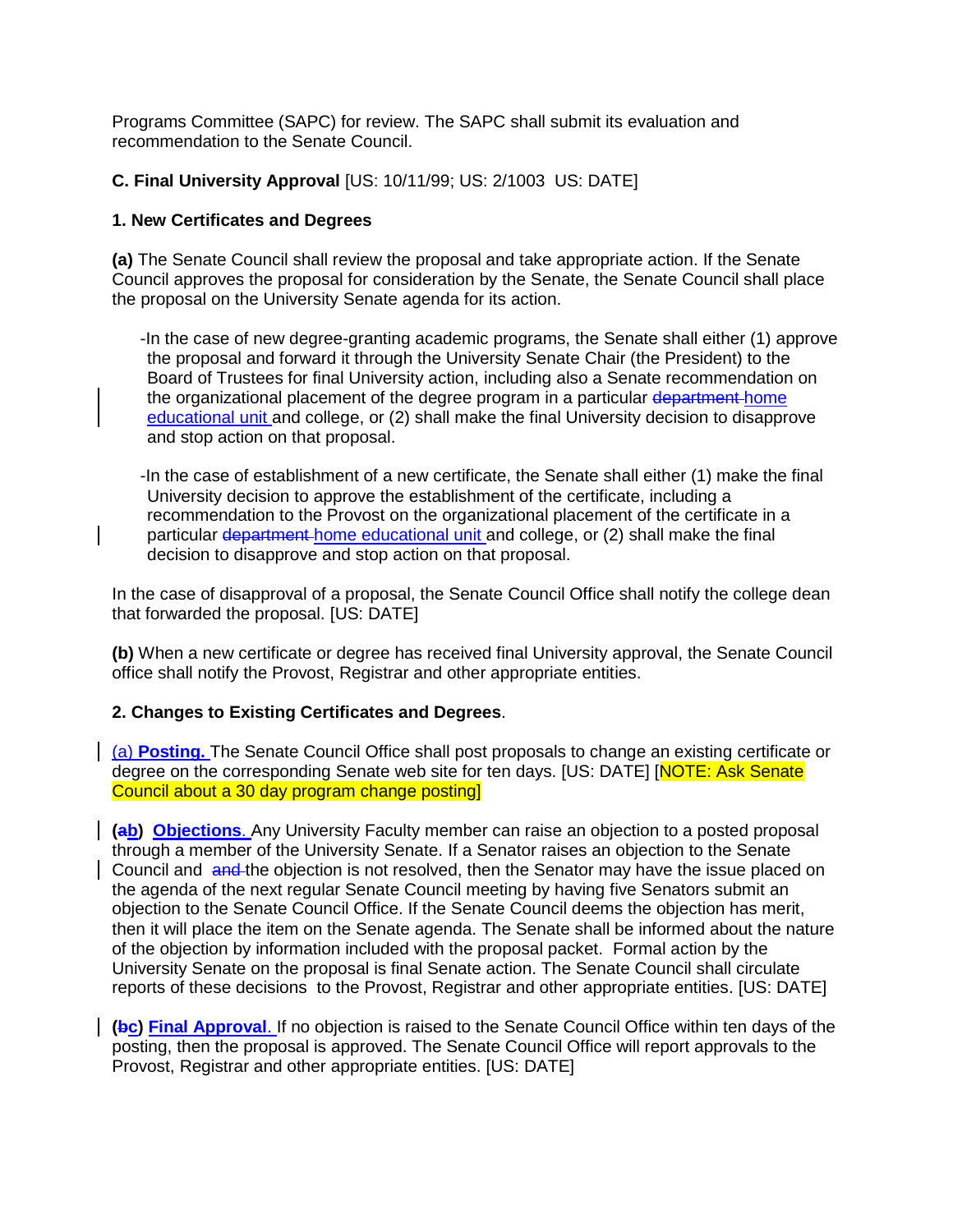Programs Committee (SAPC) for review. The SAPC shall submit its evaluation and recommendation to the Senate Council.

**C. Final University Approval** [US: 10/11/99; US: 2/1003  US: DATE]

**1. New Certificates and Degrees**

**(a)** The Senate Council shall review the proposal and take appropriate action. If the Senate Council approves the proposal for consideration by the Senate, the Senate Council shall place the proposal on the University Senate agenda for its action.

-In the case of new degree-granting academic programs, the Senate shall either (1) approve the proposal and forward it through the University Senate Chair (the President) to the Board of Trustees for final University action, including also a Senate recommendation on the organizational placement of the degree program in a particular ~~department~~ home educational unit and college, or (2) shall make the final University decision to disapprove and stop action on that proposal.

-In the case of establishment of a new certificate, the Senate shall either (1) make the final University decision to approve the establishment of the certificate, including a recommendation to the Provost on the organizational placement of the certificate in a particular ~~department~~ home educational unit and college, or (2) shall make the final decision to disapprove and stop action on that proposal.

In the case of disapproval of a proposal, the Senate Council Office shall notify the college dean that forwarded the proposal. [US: DATE]

**(b)** When a new certificate or degree has received final University approval, the Senate Council office shall notify the Provost, Registrar and other appropriate entities.

**2. Changes to Existing Certificates and Degrees**.

(a) **Posting.** The Senate Council Office shall post proposals to change an existing certificate or degree on the corresponding Senate web site for ten days. [US: DATE] [NOTE: Ask Senate Council about a 30 day program change posting]

**(~~a~~b)** **Objections.** Any University Faculty member can raise an objection to a posted proposal through a member of the University Senate. If a Senator raises an objection to the Senate Council and ~~and~~ the objection is not resolved, then the Senator may have the issue placed on the agenda of the next regular Senate Council meeting by having five Senators submit an objection to the Senate Council Office. If the Senate Council deems the objection has merit, then it will place the item on the Senate agenda. The Senate shall be informed about the nature of the objection by information included with the proposal packet. Formal action by the University Senate on the proposal is final Senate action. The Senate Council shall circulate reports of these decisions to the Provost, Registrar and other appropriate entities. [US: DATE]

**(~~b~~c)** **Final Approval.** If no objection is raised to the Senate Council Office within ten days of the posting, then the proposal is approved. The Senate Council Office will report approvals to the Provost, Registrar and other appropriate entities. [US: DATE]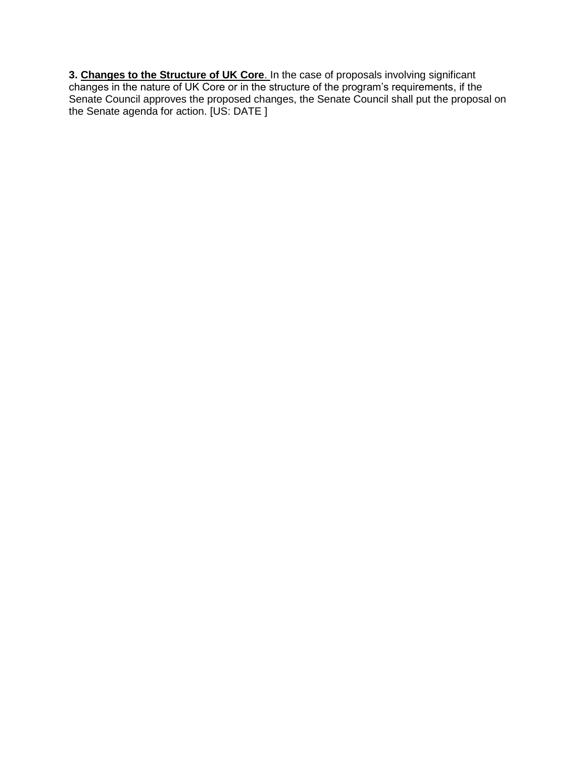**3. Changes to the Structure of UK Core**. In the case of proposals involving significant changes in the nature of UK Core or in the structure of the program's requirements, if the Senate Council approves the proposed changes, the Senate Council shall put the proposal on the Senate agenda for action. [US: DATE ]